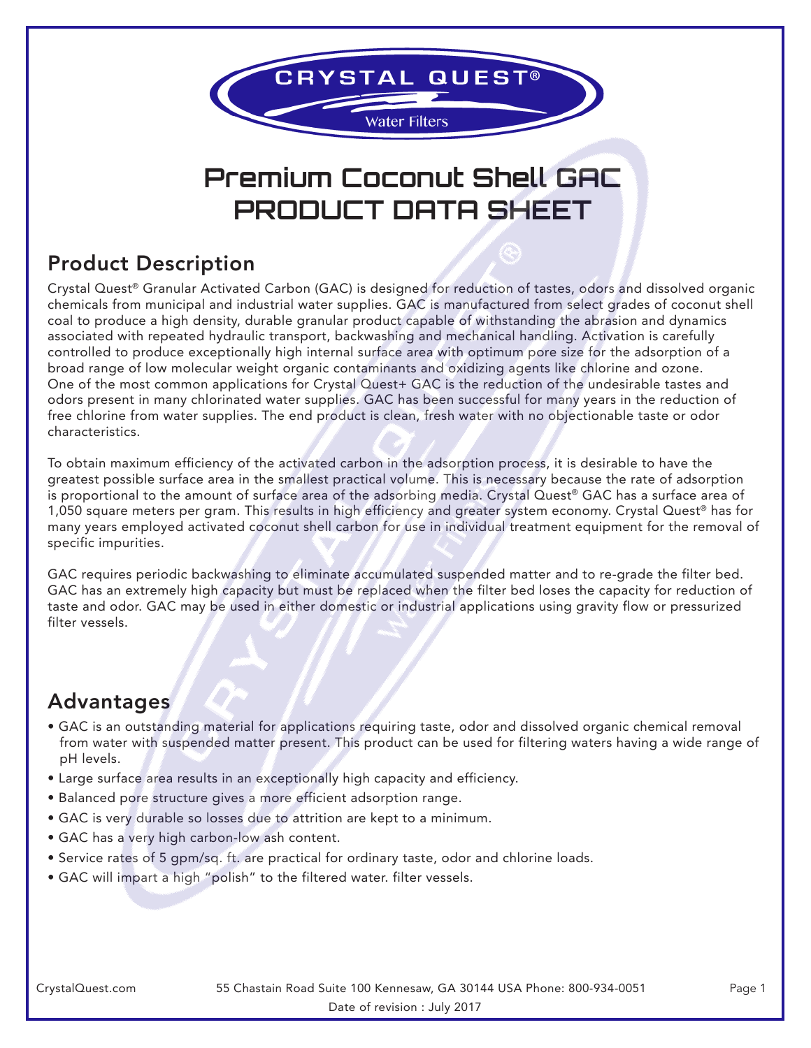# Premium Coconut Shell GAC PRODUCT DATA SHEET

## Product Description

Crystal Quest® Granular Activated Carbon (GAC) is designed for reduction of tastes, odors and dissolved organic chemicals from municipal and industrial water supplies. GAC is manufactured from select grades of coconut shell coal to produce a high density, durable granular product capable of withstanding the abrasion and dynamics associated with repeated hydraulic transport, backwashing and mechanical handling. Activation is carefully controlled to produce exceptionally high internal surface area with optimum pore size for the adsorption of a broad range of low molecular weight organic contaminants and oxidizing agents like chlorine and ozone. One of the most common applications for Crystal Quest+ GAC is the reduction of the undesirable tastes and odors present in many chlorinated water supplies. GAC has been successful for many years in the reduction of free chlorine from water supplies. The end product is clean, fresh water with no objectionable taste or odor characteristics.

To obtain maximum efficiency of the activated carbon in the adsorption process, it is desirable to have the greatest possible surface area in the smallest practical volume. This is necessary because the rate of adsorption is proportional to the amount of surface area of the adsorbing media. Crystal Quest® GAC has a surface area of 1,050 square meters per gram. This results in high efficiency and greater system economy. Crystal Quest® has for many years employed activated coconut shell carbon for use in individual treatment equipment for the removal of specific impurities.

GAC requires periodic backwashing to eliminate accumulated suspended matter and to re-grade the filter bed. GAC has an extremely high capacity but must be replaced when the filter bed loses the capacity for reduction of taste and odor. GAC may be used in either domestic or industrial applications using gravity flow or pressurized filter vessels.

## Advantages

- GAC is an outstanding material for applications requiring taste, odor and dissolved organic chemical removal from water with suspended matter present. This product can be used for filtering waters having a wide range of pH levels.
- Large surface area results in an exceptionally high capacity and efficiency.
- Balanced pore structure gives a more efficient adsorption range.
- GAC is very durable so losses due to attrition are kept to a minimum.
- GAC has a very high carbon-low ash content.
- Service rates of 5 gpm/sq. ft. are practical for ordinary taste, odor and chlorine loads.
- GAC will impart a high "polish" to the filtered water. filter vessels.

CrystalQuest.com 55 Chastain Road Suite 100 Kennesaw, GA 30144 USA Phone: 800-934-0051

Date of revision : July 2017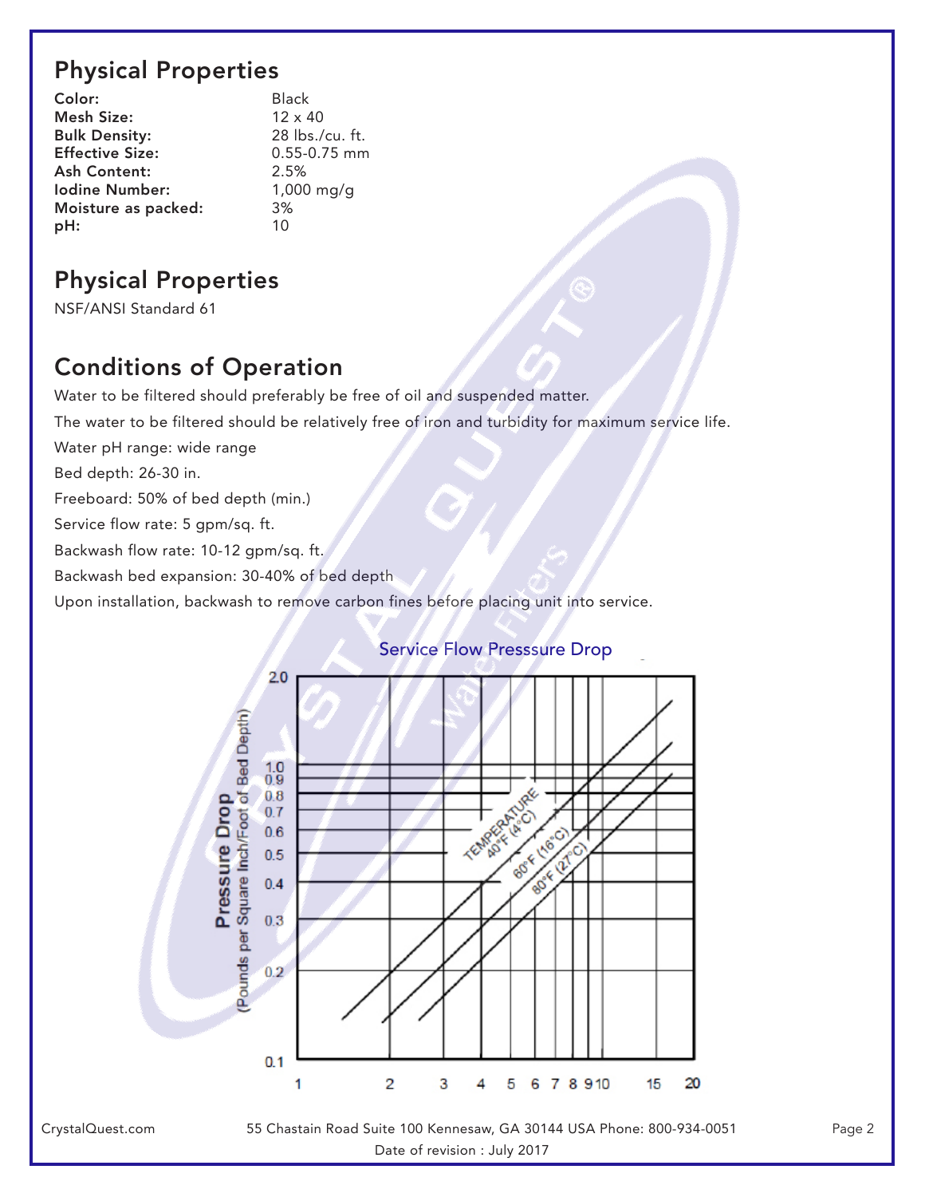## Physical Properties

**Color:** Black
**Mesh Size:** 12 x 40
**Bulk Density:** 28 lbs./cu. ft.
**Effective Size:** 0.55-0.75 mm
**Ash Content:** 2.5%
**Iodine Number:** 1,000 mg/g
**Moisture as packed:** 3%
**pH:** 10

## Physical Properties

NSF/ANSI Standard 61

## Conditions of Operation

Water to be filtered should preferably be free of oil and suspended matter.

The water to be filtered should be relatively free of iron and turbidity for maximum service life.

Water pH range: wide range

Bed depth: 26-30 in.

Freeboard: 50% of bed depth (min.)

Service flow rate: 5 gpm/sq. ft.

Backwash flow rate: 10-12 gpm/sq. ft.

Backwash bed expansion: 30-40% of bed depth

Upon installation, backwash to remove carbon fines before placing unit into service.

Service Flow Presssure Drop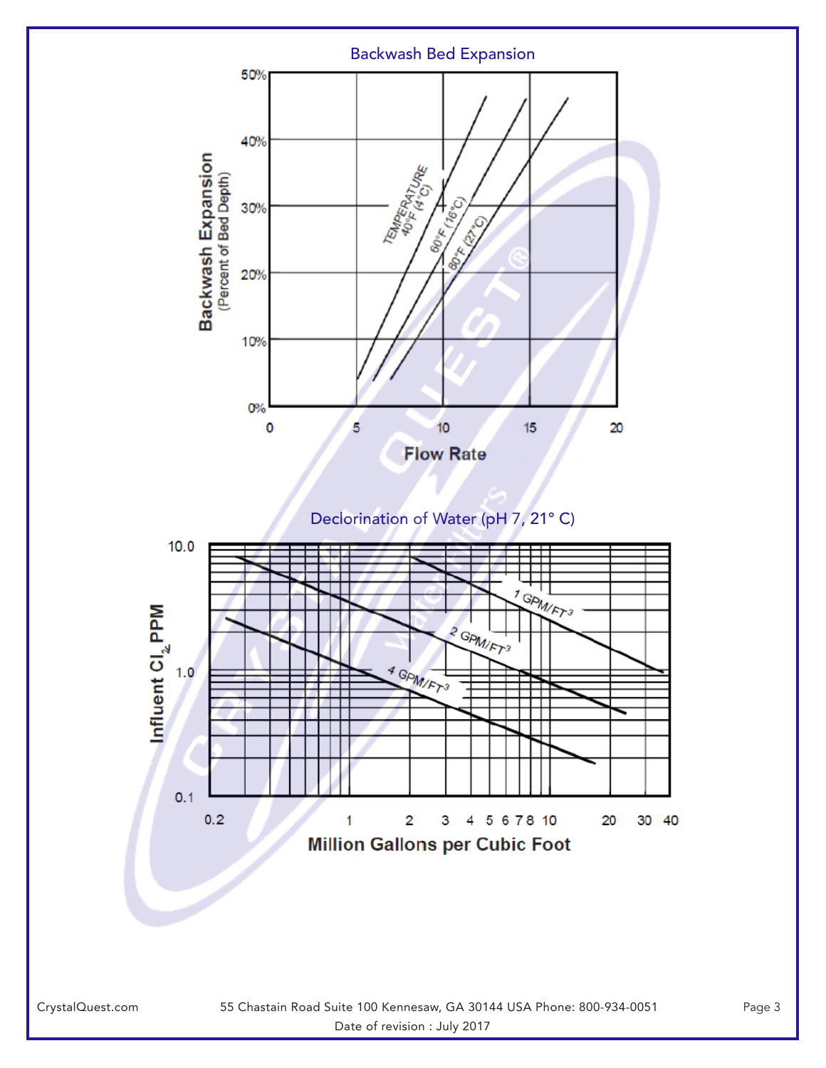## Backwash Bed Expansion

Backwash Expansion (Percent of Bed Depth)

50%
40%
30%
20%
10%
0%

0
5
10
15
20

Flow Rate

TEMPERATURE 40°F (4°C)
60°F (16°C)
80°F (27°C)

## Declorination of Water (pH 7, 21° C)

Influent $Cl_2$ PPM

10.0
1.0
0.1

0.2
1
2
3
4
5
6
7
8
10
20
30
40

Million Gallons per Cubic Foot

1 GPM/FT³
2 GPM/FT³
4 GPM/FT³

CrystalQuest.com 55 Chastain Road Suite 100 Kennesaw, GA 30144 USA Phone: 800-934-0051

Date of revision : July 2017